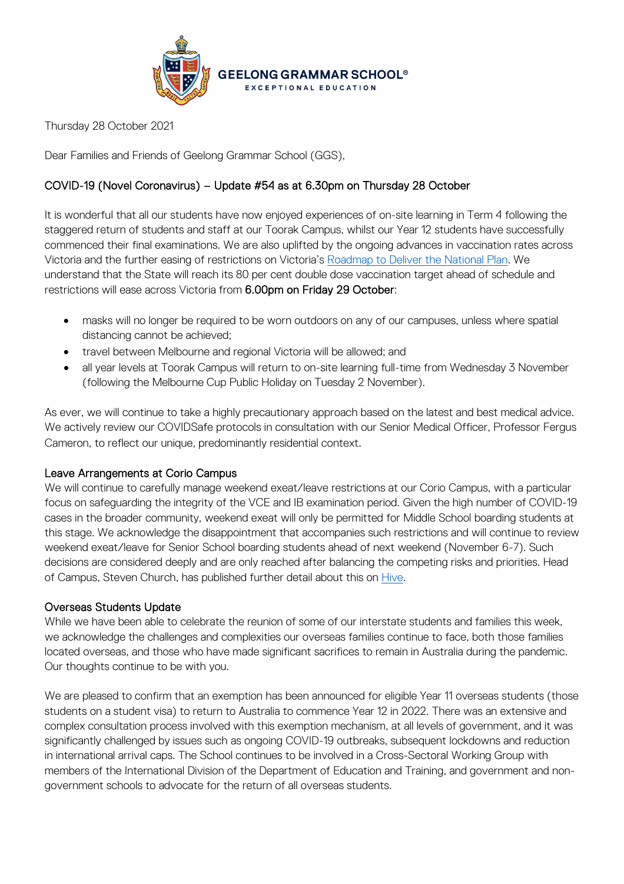GEELONG GRAMMAR SCHOOL®
EXCEPTIONAL EDUCATION

Thursday 28 October 2021

Dear Families and Friends of Geelong Grammar School (GGS),

## COVID-19 (Novel Coronavirus) – Update #54 as at 6.30pm on Thursday 28 October

It is wonderful that all our students have now enjoyed experiences of on-site learning in Term 4 following the staggered return of students and staff at our Toorak Campus, whilst our Year 12 students have successfully commenced their final examinations. We are also uplifted by the ongoing advances in vaccination rates across Victoria and the further easing of restrictions on Victoria's [Roadmap to Deliver the National Plan](). We understand that the State will reach its 80 per cent double dose vaccination target ahead of schedule and restrictions will ease across Victoria from **6.00pm on Friday 29 October**:

- masks will no longer be required to be worn outdoors on any of our campuses, unless where spatial distancing cannot be achieved;
- travel between Melbourne and regional Victoria will be allowed; and
- all year levels at Toorak Campus will return to on-site learning full-time from Wednesday 3 November (following the Melbourne Cup Public Holiday on Tuesday 2 November).

As ever, we will continue to take a highly precautionary approach based on the latest and best medical advice. We actively review our COVIDSafe protocols in consultation with our Senior Medical Officer, Professor Fergus Cameron, to reflect our unique, predominantly residential context.

### Leave Arrangements at Corio Campus

We will continue to carefully manage weekend exeat/leave restrictions at our Corio Campus, with a particular focus on safeguarding the integrity of the VCE and IB examination period. Given the high number of COVID-19 cases in the broader community, weekend exeat will only be permitted for Middle School boarding students at this stage. We acknowledge the disappointment that accompanies such restrictions and will continue to review weekend exeat/leave for Senior School boarding students ahead of next weekend (November 6-7). Such decisions are considered deeply and are only reached after balancing the competing risks and priorities. Head of Campus, Steven Church, has published further detail about this on [Hive]().

### Overseas Students Update

While we have been able to celebrate the reunion of some of our interstate students and families this week, we acknowledge the challenges and complexities our overseas families continue to face, both those families located overseas, and those who have made significant sacrifices to remain in Australia during the pandemic. Our thoughts continue to be with you.

We are pleased to confirm that an exemption has been announced for eligible Year 11 overseas students (those students on a student visa) to return to Australia to commence Year 12 in 2022. There was an extensive and complex consultation process involved with this exemption mechanism, at all levels of government, and it was significantly challenged by issues such as ongoing COVID-19 outbreaks, subsequent lockdowns and reduction in international arrival caps. The School continues to be involved in a Cross-Sectoral Working Group with members of the International Division of the Department of Education and Training, and government and non-government schools to advocate for the return of all overseas students.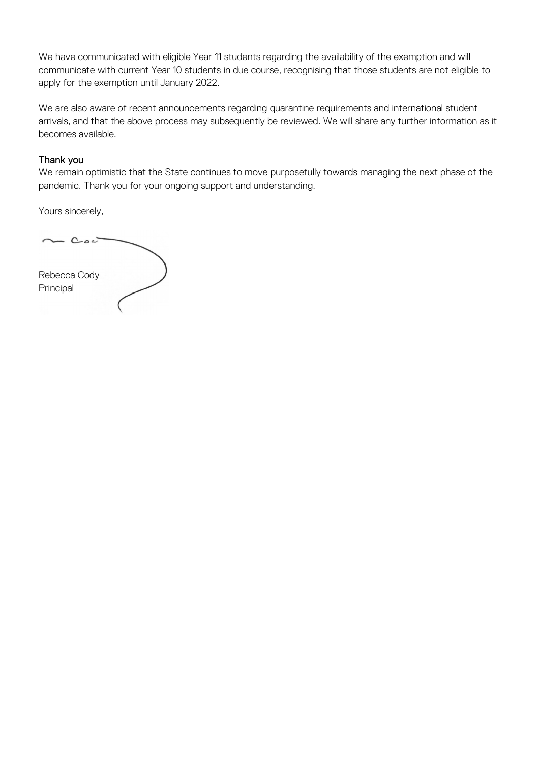We have communicated with eligible Year 11 students regarding the availability of the exemption and will communicate with current Year 10 students in due course, recognising that those students are not eligible to apply for the exemption until January 2022.

We are also aware of recent announcements regarding quarantine requirements and international student arrivals, and that the above process may subsequently be reviewed. We will share any further information as it becomes available.

### Thank you

We remain optimistic that the State continues to move purposefully towards managing the next phase of the pandemic. Thank you for your ongoing support and understanding.

Yours sincerely,

Rebecca Cody
Principal